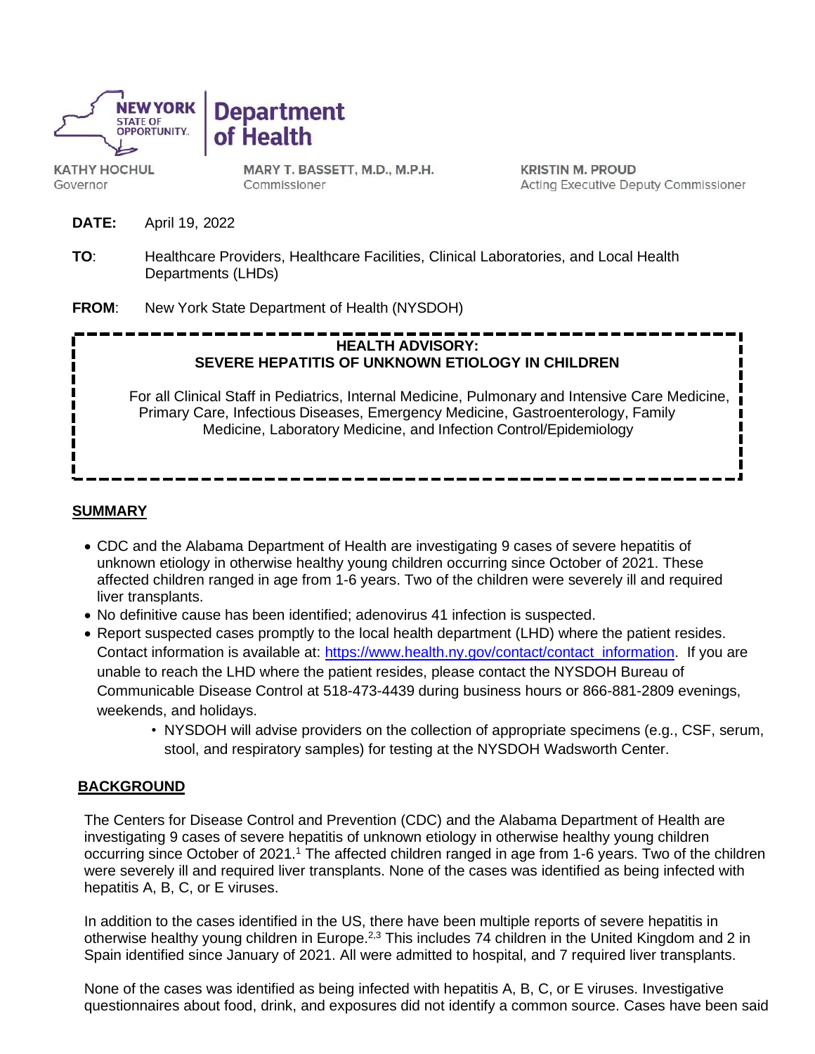**NEW YORK STATE OF OPPORTUNITY.** | **Department of Health**

**KATHY HOCHUL**
Governor

**MARY T. BASSETT, M.D., M.P.H.**
Commissioner

**KRISTIN M. PROUD**
Acting Executive Deputy Commissioner

**DATE:** April 19, 2022

**TO**: Healthcare Providers, Healthcare Facilities, Clinical Laboratories, and Local Health Departments (LHDs)

**FROM**: New York State Department of Health (NYSDOH)

**HEALTH ADVISORY:**
**SEVERE HEPATITIS OF UNKNOWN ETIOLOGY IN CHILDREN**

For all Clinical Staff in Pediatrics, Internal Medicine, Pulmonary and Intensive Care Medicine, Primary Care, Infectious Diseases, Emergency Medicine, Gastroenterology, Family Medicine, Laboratory Medicine, and Infection Control/Epidemiology

## SUMMARY

- CDC and the Alabama Department of Health are investigating 9 cases of severe hepatitis of unknown etiology in otherwise healthy young children occurring since October of 2021. These affected children ranged in age from 1-6 years. Two of the children were severely ill and required liver transplants.
- No definitive cause has been identified; adenovirus 41 infection is suspected.
- Report suspected cases promptly to the local health department (LHD) where the patient resides. Contact information is available at: https://www.health.ny.gov/contact/contact_information. If you are unable to reach the LHD where the patient resides, please contact the NYSDOH Bureau of Communicable Disease Control at 518-473-4439 during business hours or 866-881-2809 evenings, weekends, and holidays.
  - NYSDOH will advise providers on the collection of appropriate specimens (e.g., CSF, serum, stool, and respiratory samples) for testing at the NYSDOH Wadsworth Center.

## BACKGROUND

The Centers for Disease Control and Prevention (CDC) and the Alabama Department of Health are investigating 9 cases of severe hepatitis of unknown etiology in otherwise healthy young children occurring since October of 2021.[1] The affected children ranged in age from 1-6 years. Two of the children were severely ill and required liver transplants. None of the cases was identified as being infected with hepatitis A, B, C, or E viruses.

In addition to the cases identified in the US, there have been multiple reports of severe hepatitis in otherwise healthy young children in Europe.[2,3] This includes 74 children in the United Kingdom and 2 in Spain identified since January of 2021. All were admitted to hospital, and 7 required liver transplants.

None of the cases was identified as being infected with hepatitis A, B, C, or E viruses. Investigative questionnaires about food, drink, and exposures did not identify a common source. Cases have been said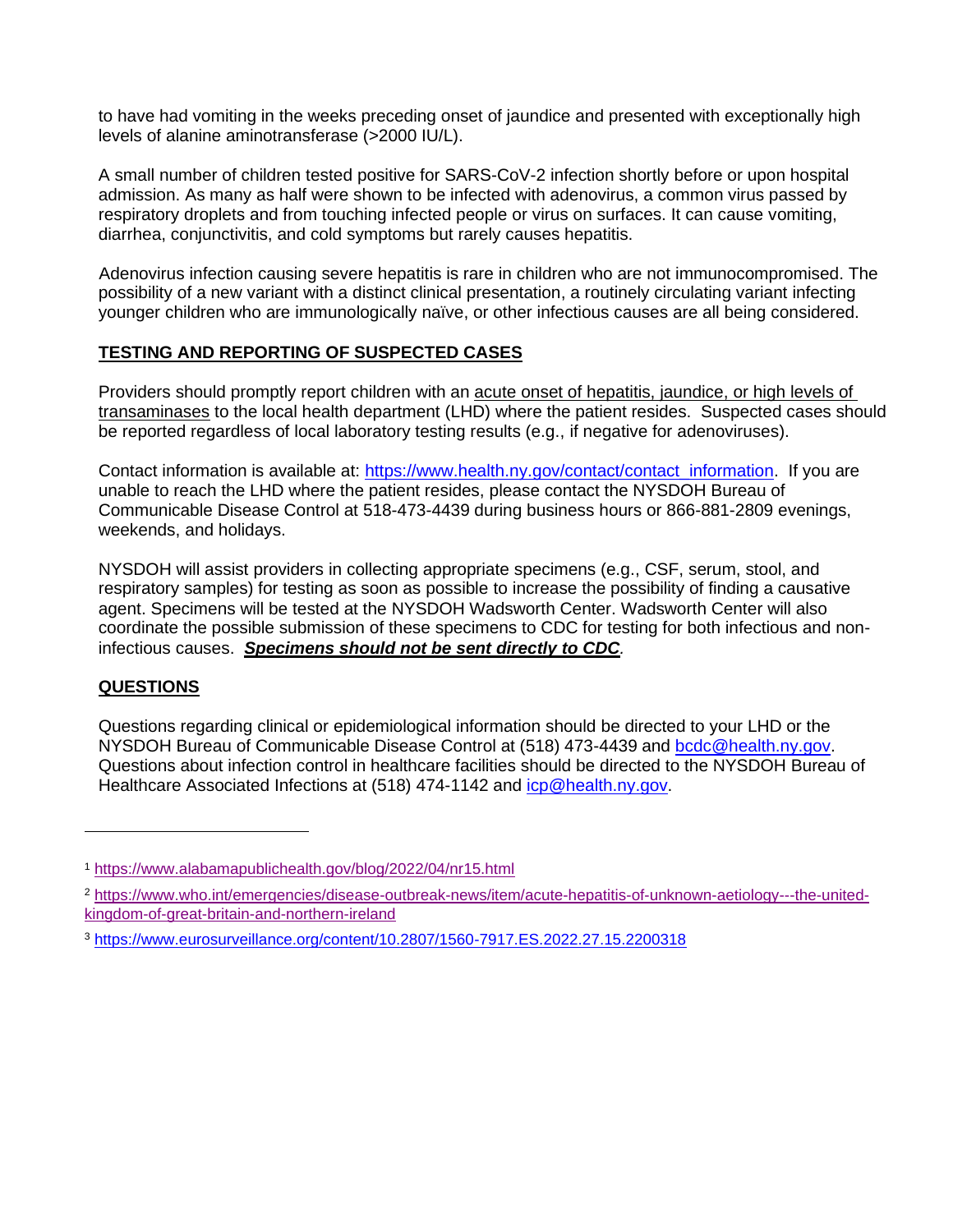to have had vomiting in the weeks preceding onset of jaundice and presented with exceptionally high levels of alanine aminotransferase (>2000 IU/L).

A small number of children tested positive for SARS-CoV-2 infection shortly before or upon hospital admission. As many as half were shown to be infected with adenovirus, a common virus passed by respiratory droplets and from touching infected people or virus on surfaces. It can cause vomiting, diarrhea, conjunctivitis, and cold symptoms but rarely causes hepatitis.

Adenovirus infection causing severe hepatitis is rare in children who are not immunocompromised. The possibility of a new variant with a distinct clinical presentation, a routinely circulating variant infecting younger children who are immunologically naïve, or other infectious causes are all being considered.

## TESTING AND REPORTING OF SUSPECTED CASES

Providers should promptly report children with an acute onset of hepatitis, jaundice, or high levels of transaminases to the local health department (LHD) where the patient resides. Suspected cases should be reported regardless of local laboratory testing results (e.g., if negative for adenoviruses).

Contact information is available at: https://www.health.ny.gov/contact/contact_information. If you are unable to reach the LHD where the patient resides, please contact the NYSDOH Bureau of Communicable Disease Control at 518-473-4439 during business hours or 866-881-2809 evenings, weekends, and holidays.

NYSDOH will assist providers in collecting appropriate specimens (e.g., CSF, serum, stool, and respiratory samples) for testing as soon as possible to increase the possibility of finding a causative agent. Specimens will be tested at the NYSDOH Wadsworth Center. Wadsworth Center will also coordinate the possible submission of these specimens to CDC for testing for both infectious and non-infectious causes. ***Specimens should not be sent directly to CDC***.

## QUESTIONS

Questions regarding clinical or epidemiological information should be directed to your LHD or the NYSDOH Bureau of Communicable Disease Control at (518) 473-4439 and bcdc@health.ny.gov. Questions about infection control in healthcare facilities should be directed to the NYSDOH Bureau of Healthcare Associated Infections at (518) 474-1142 and icp@health.ny.gov.

---

[1] https://www.alabamapublichealth.gov/blog/2022/04/nr15.html

[2] https://www.who.int/emergencies/disease-outbreak-news/item/acute-hepatitis-of-unknown-aetiology---the-united-kingdom-of-great-britain-and-northern-ireland

[3] https://www.eurosurveillance.org/content/10.2807/1560-7917.ES.2022.27.15.2200318